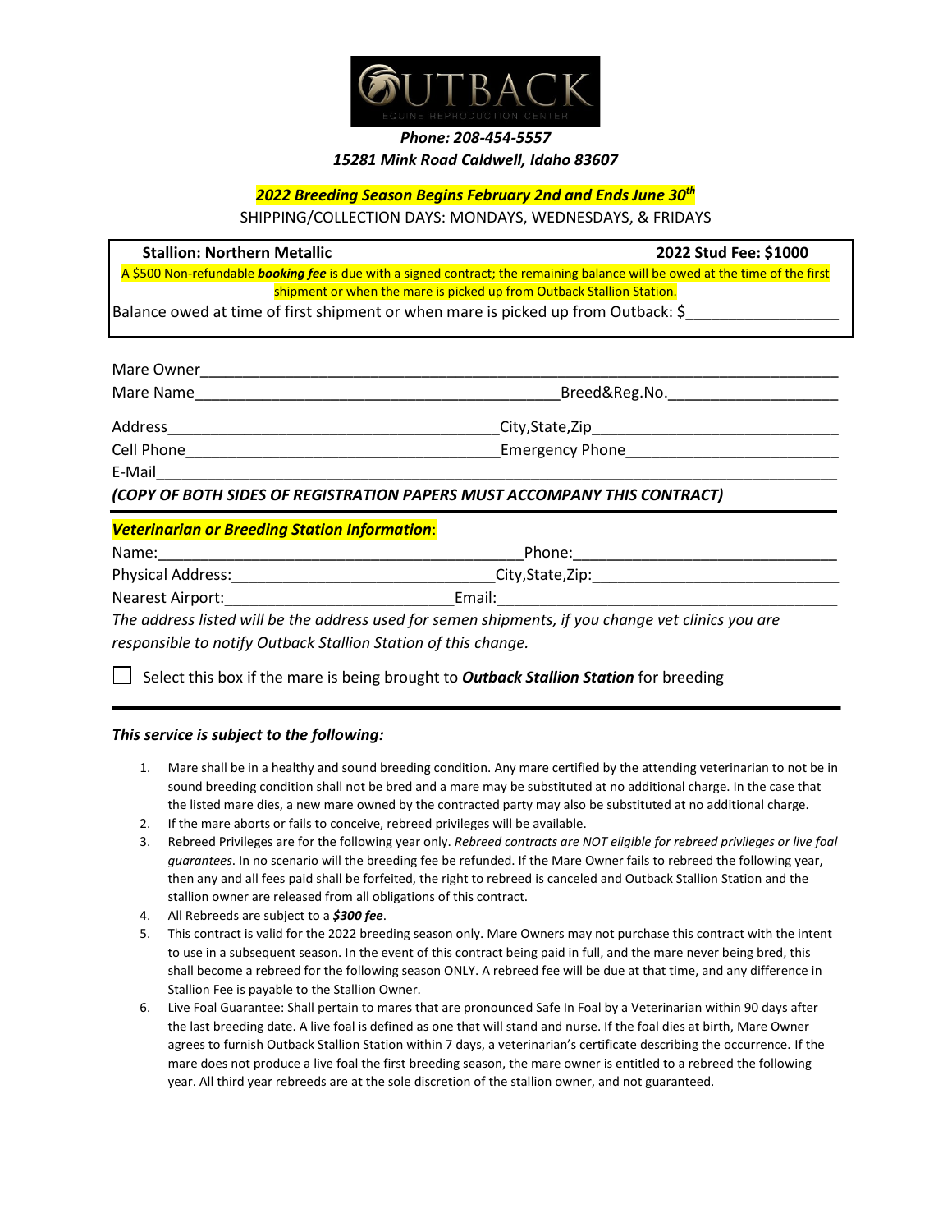**OUTBACK**
EQUINE REPRODUCTION CENTER

*Phone: 208-454-5557*

*15281 Mink Road Caldwell, Idaho 83607*

***2022 Breeding Season Begins February 2nd and Ends June 30th***

SHIPPING/COLLECTION DAYS: MONDAYS, WEDNESDAYS, & FRIDAYS

**Stallion: Northern Metallic** **2022 Stud Fee: $1000**

A $500 Non-refundable ***booking fee*** is due with a signed contract; the remaining balance will be owed at the time of the first shipment or when the mare is picked up from Outback Stallion Station.

Balance owed at time of first shipment or when mare is picked up from Outback: $_________________

Mare Owner_____________________________________________________________________________

Mare Name_________________________________________Breed&Reg.No.____________________

Address_______________________________________City,State,Zip____________________________

Cell Phone____________________________________Emergency Phone_________________________

E-Mail_________________________________________________________________________________

***(COPY OF BOTH SIDES OF REGISTRATION PAPERS MUST ACCOMPANY THIS CONTRACT)***

***Veterinarian or Breeding Station Information***:

Name:__________________________________________Phone:______________________________

Physical Address:_____________________________City,State,Zip:____________________________

Nearest Airport:_________________________Email:_______________________________________

*The address listed will be the address used for semen shipments, if you change vet clinics you are responsible to notify Outback Stallion Station of this change.*

☐ Select this box if the mare is being brought to ***Outback Stallion Station*** for breeding

***This service is subject to the following:***

1. Mare shall be in a healthy and sound breeding condition. Any mare certified by the attending veterinarian to not be in sound breeding condition shall not be bred and a mare may be substituted at no additional charge. In the case that the listed mare dies, a new mare owned by the contracted party may also be substituted at no additional charge.
2. If the mare aborts or fails to conceive, rebreed privileges will be available.
3. Rebreed Privileges are for the following year only. *Rebreed contracts are NOT eligible for rebreed privileges or live foal guarantees*. In no scenario will the breeding fee be refunded. If the Mare Owner fails to rebreed the following year, then any and all fees paid shall be forfeited, the right to rebreed is canceled and Outback Stallion Station and the stallion owner are released from all obligations of this contract.
4. All Rebreeds are subject to a ***$300 fee***.
5. This contract is valid for the 2022 breeding season only. Mare Owners may not purchase this contract with the intent to use in a subsequent season. In the event of this contract being paid in full, and the mare never being bred, this shall become a rebreed for the following season ONLY. A rebreed fee will be due at that time, and any difference in Stallion Fee is payable to the Stallion Owner.
6. Live Foal Guarantee: Shall pertain to mares that are pronounced Safe In Foal by a Veterinarian within 90 days after the last breeding date. A live foal is defined as one that will stand and nurse. If the foal dies at birth, Mare Owner agrees to furnish Outback Stallion Station within 7 days, a veterinarian's certificate describing the occurrence. If the mare does not produce a live foal the first breeding season, the mare owner is entitled to a rebreed the following year. All third year rebreeds are at the sole discretion of the stallion owner, and not guaranteed.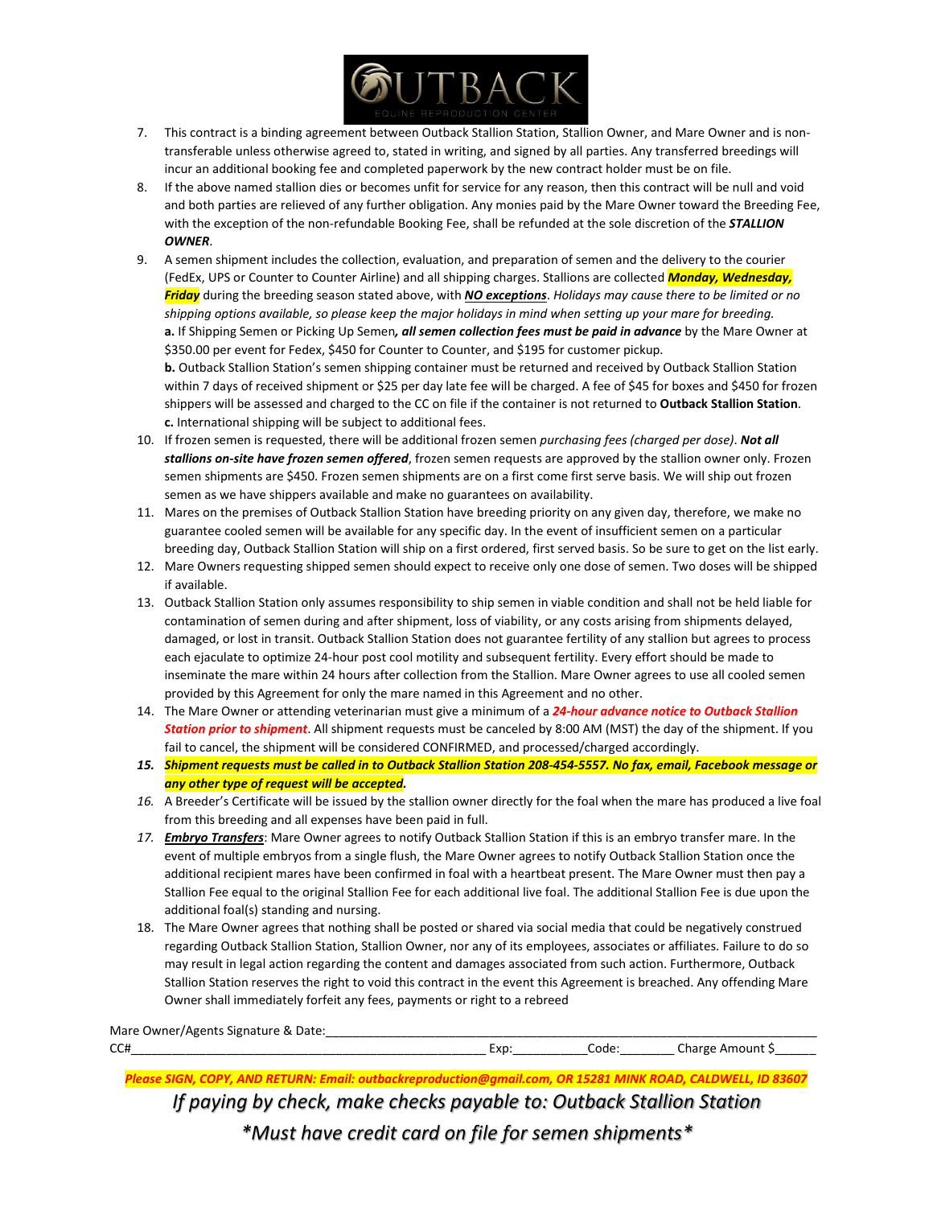OUTBACK
EQUINE REPRODUCTION CENTER

7. This contract is a binding agreement between Outback Stallion Station, Stallion Owner, and Mare Owner and is non-transferable unless otherwise agreed to, stated in writing, and signed by all parties. Any transferred breedings will incur an additional booking fee and completed paperwork by the new contract holder must be on file.
8. If the above named stallion dies or becomes unfit for service for any reason, then this contract will be null and void and both parties are relieved of any further obligation. Any monies paid by the Mare Owner toward the Breeding Fee, with the exception of the non-refundable Booking Fee, shall be refunded at the sole discretion of the ***STALLION OWNER***.
9. A semen shipment includes the collection, evaluation, and preparation of semen and the delivery to the courier (FedEx, UPS or Counter to Counter Airline) and all shipping charges. Stallions are collected ***Monday, Wednesday, Friday*** during the breeding season stated above, with ***NO exceptions***. *Holidays may cause there to be limited or no shipping options available, so please keep the major holidays in mind when setting up your mare for breeding.*
   **a.** If Shipping Semen or Picking Up Semen***, all semen collection fees must be paid in advance*** by the Mare Owner at $350.00 per event for Fedex, $450 for Counter to Counter, and $195 for customer pickup.
   **b.** Outback Stallion Station's semen shipping container must be returned and received by Outback Stallion Station within 7 days of received shipment or $25 per day late fee will be charged. A fee of $45 for boxes and $450 for frozen shippers will be assessed and charged to the CC on file if the container is not returned to **Outback Stallion Station**.
   **c.** International shipping will be subject to additional fees.
10. If frozen semen is requested, there will be additional frozen semen *purchasing fees (charged per dose)*. ***Not all stallions on-site have frozen semen offered***, frozen semen requests are approved by the stallion owner only. Frozen semen shipments are $450. Frozen semen shipments are on a first come first serve basis. We will ship out frozen semen as we have shippers available and make no guarantees on availability.
11. Mares on the premises of Outback Stallion Station have breeding priority on any given day, therefore, we make no guarantee cooled semen will be available for any specific day. In the event of insufficient semen on a particular breeding day, Outback Stallion Station will ship on a first ordered, first served basis. So be sure to get on the list early.
12. Mare Owners requesting shipped semen should expect to receive only one dose of semen. Two doses will be shipped if available.
13. Outback Stallion Station only assumes responsibility to ship semen in viable condition and shall not be held liable for contamination of semen during and after shipment, loss of viability, or any costs arising from shipments delayed, damaged, or lost in transit. Outback Stallion Station does not guarantee fertility of any stallion but agrees to process each ejaculate to optimize 24-hour post cool motility and subsequent fertility. Every effort should be made to inseminate the mare within 24 hours after collection from the Stallion. Mare Owner agrees to use all cooled semen provided by this Agreement for only the mare named in this Agreement and no other.
14. The Mare Owner or attending veterinarian must give a minimum of a ***24-hour advance notice to Outback Stallion Station prior to shipment***. All shipment requests must be canceled by 8:00 AM (MST) the day of the shipment. If you fail to cancel, the shipment will be considered CONFIRMED, and processed/charged accordingly.
15. ***Shipment requests must be called in to Outback Stallion Station 208-454-5557. No fax, email, Facebook message or any other type of request will be accepted.***
16. A Breeder's Certificate will be issued by the stallion owner directly for the foal when the mare has produced a live foal from this breeding and all expenses have been paid in full.
17. ***Embryo Transfers***: Mare Owner agrees to notify Outback Stallion Station if this is an embryo transfer mare. In the event of multiple embryos from a single flush, the Mare Owner agrees to notify Outback Stallion Station once the additional recipient mares have been confirmed in foal with a heartbeat present. The Mare Owner must then pay a Stallion Fee equal to the original Stallion Fee for each additional live foal. The additional Stallion Fee is due upon the additional foal(s) standing and nursing.
18. The Mare Owner agrees that nothing shall be posted or shared via social media that could be negatively construed regarding Outback Stallion Station, Stallion Owner, nor any of its employees, associates or affiliates. Failure to do so may result in legal action regarding the content and damages associated from such action. Furthermore, Outback Stallion Station reserves the right to void this contract in the event this Agreement is breached. Any offending Mare Owner shall immediately forfeit any fees, payments or right to a rebreed

Mare Owner/Agents Signature & Date:______________________________________________________________________

CC#___________________________________________________ Exp:___________Code:________ Charge Amount $______

***Please SIGN, COPY, AND RETURN: Email: outbackreproduction@gmail.com, OR 15281 MINK ROAD, CALDWELL, ID 83607***

*If paying by check, make checks payable to: Outback Stallion Station*

*\*Must have credit card on file for semen shipments\**